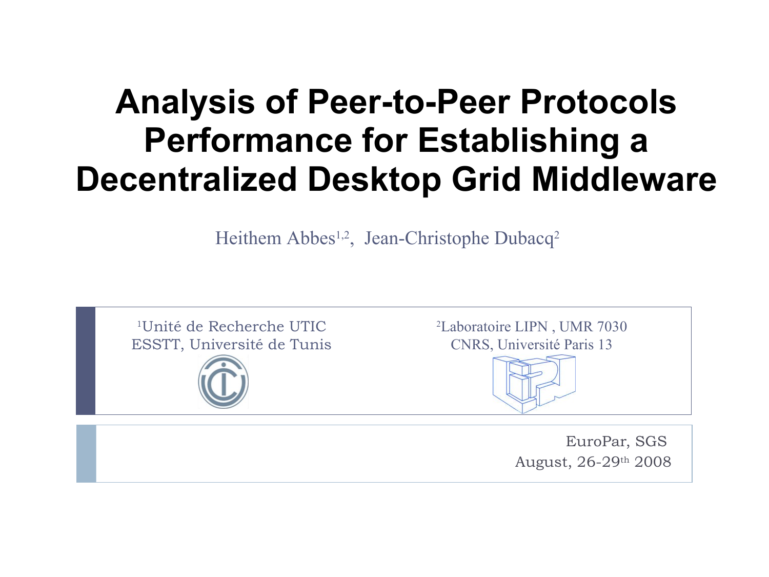# Analysis of Peer-to-Peer Protocols Performance for Establishing a Decentralized Desktop Grid Middleware

Heithem Abbes[1,2], Jean-Christophe Dubacq[2]

[1]Unité de Recherche UTIC
ESSTT, Université de Tunis

[2]Laboratoire LIPN , UMR 7030
CNRS, Université Paris 13

EuroPar, SGS
August, 26-29th 2008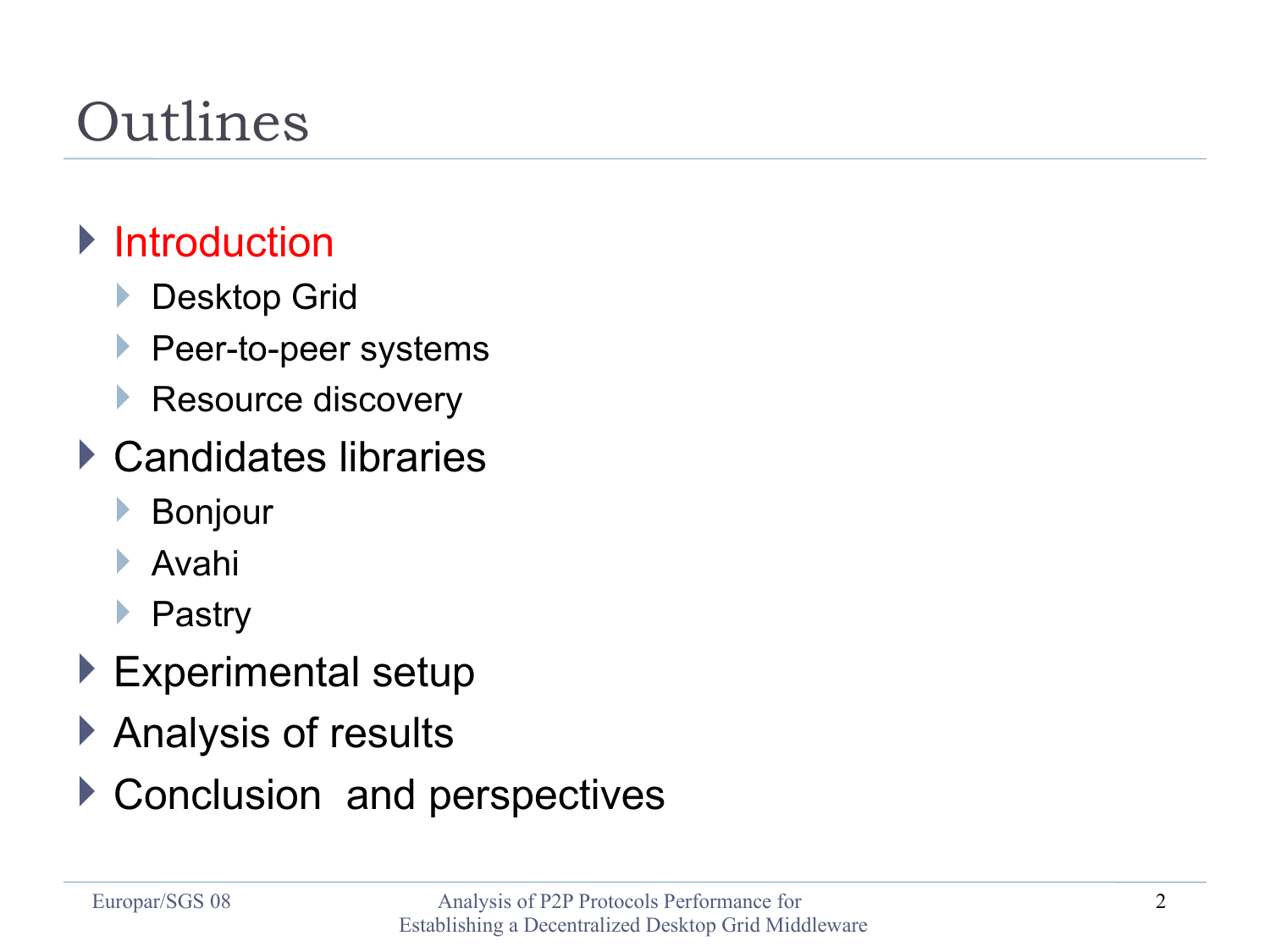# Outlines

- Introduction
  - Desktop Grid
  - Peer-to-peer systems
  - Resource discovery
- Candidates libraries
  - Bonjour
  - Avahi
  - Pastry
- Experimental setup
- Analysis of results
- Conclusion and perspectives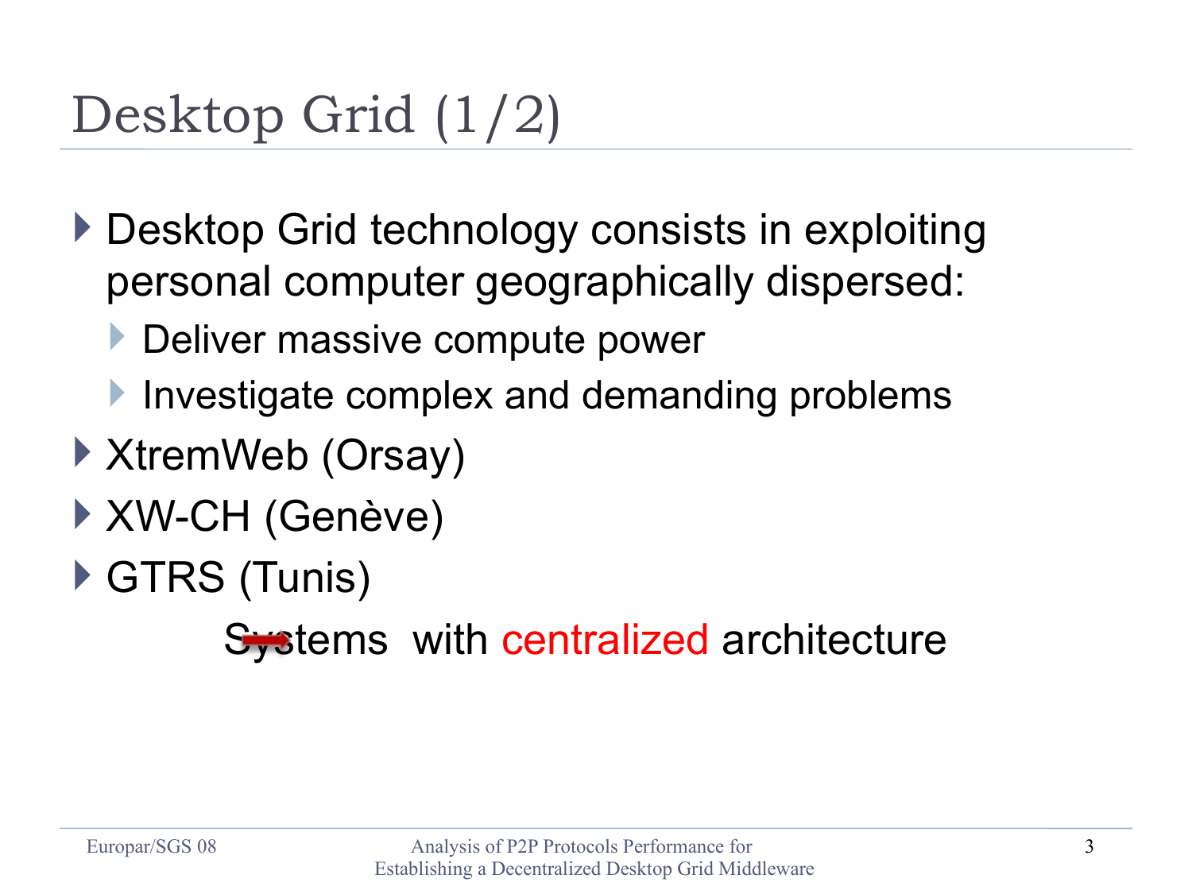# Desktop Grid (1/2)

- Desktop Grid technology consists in exploiting personal computer geographically dispersed:
  - Deliver massive compute power
  - Investigate complex and demanding problems
- XtremWeb (Orsay)
- XW-CH (Genève)
- GTRS (Tunis)

→ Systems with centralized architecture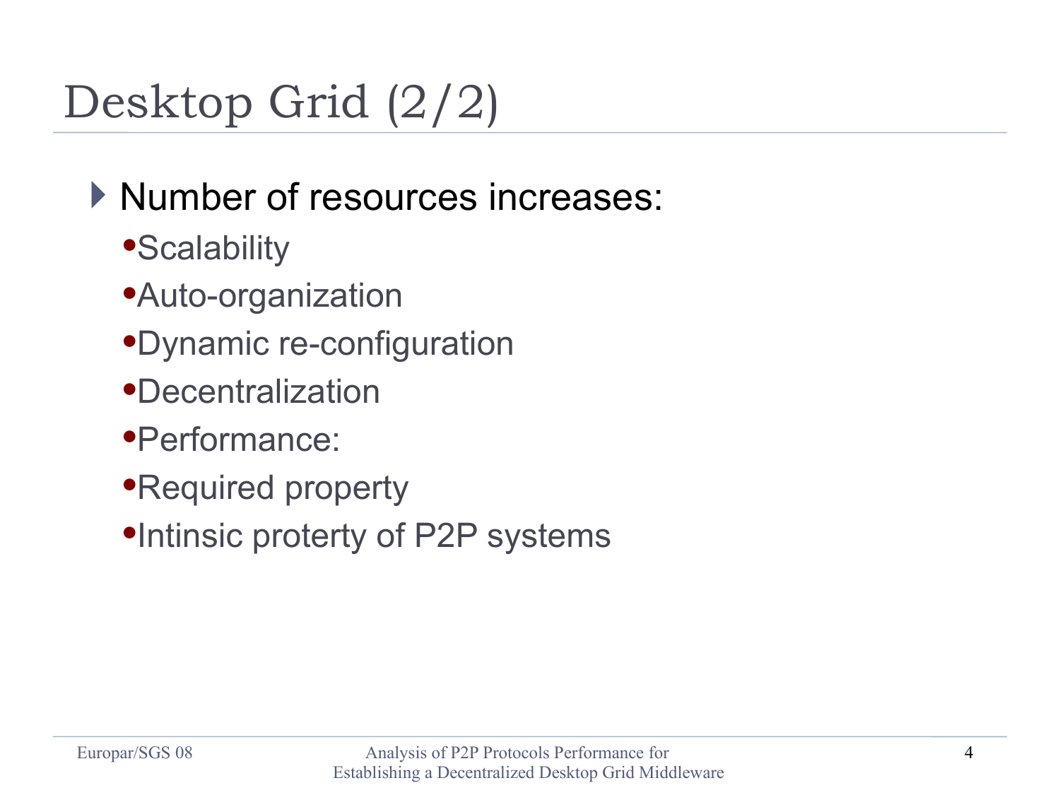# Desktop Grid (2/2)

- Number of resources increases:
  - Scalability
  - Auto-organization
  - Dynamic re-configuration
  - Decentralization
  - Performance:
  - Required property
  - Intinsic proterty of P2P systems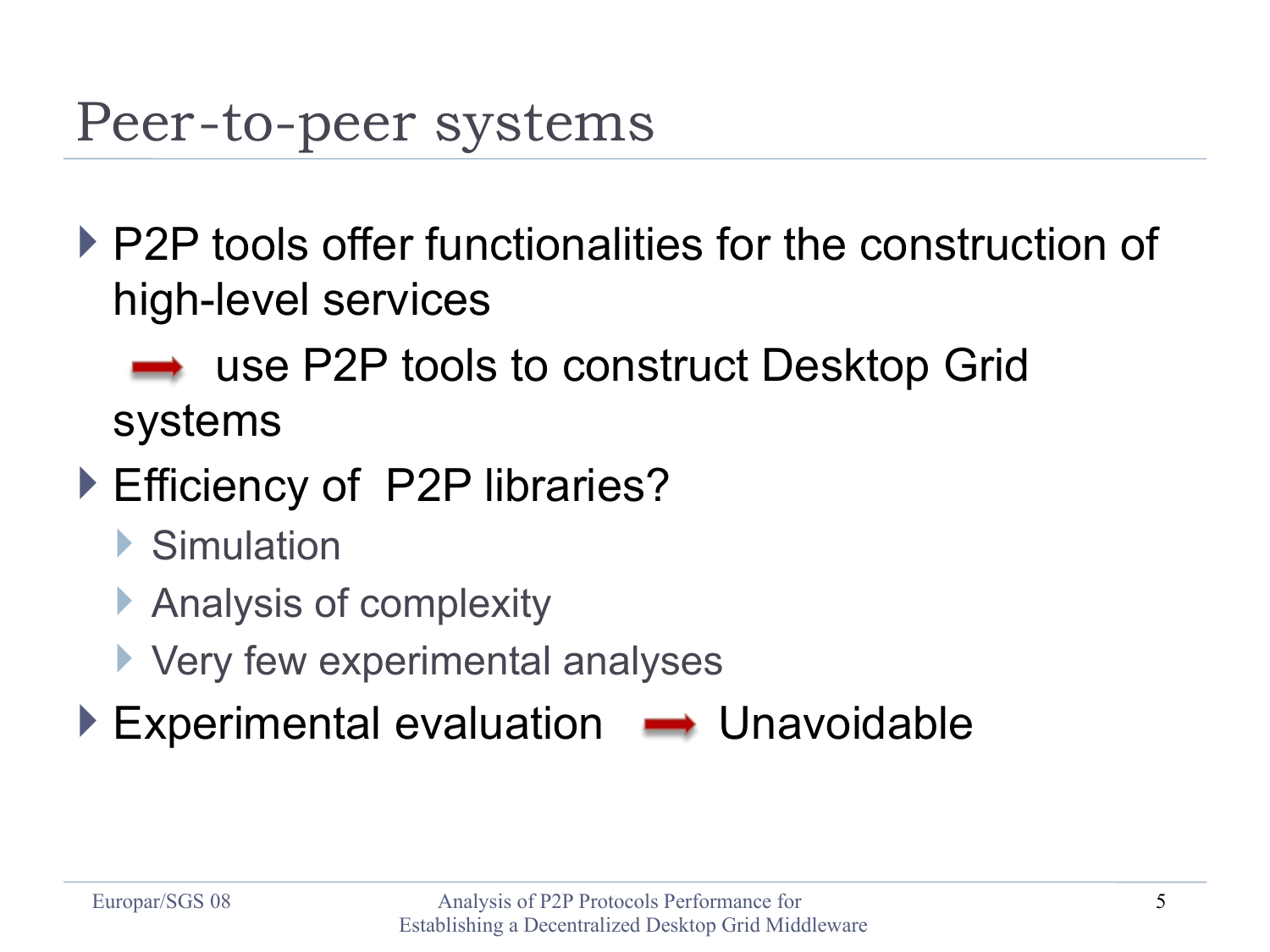# Peer-to-peer systems

- P2P tools offer functionalities for the construction of high-level services
  
  → use P2P tools to construct Desktop Grid systems
- Efficiency of P2P libraries?
  - Simulation
  - Analysis of complexity
  - Very few experimental analyses
- Experimental evaluation → Unavoidable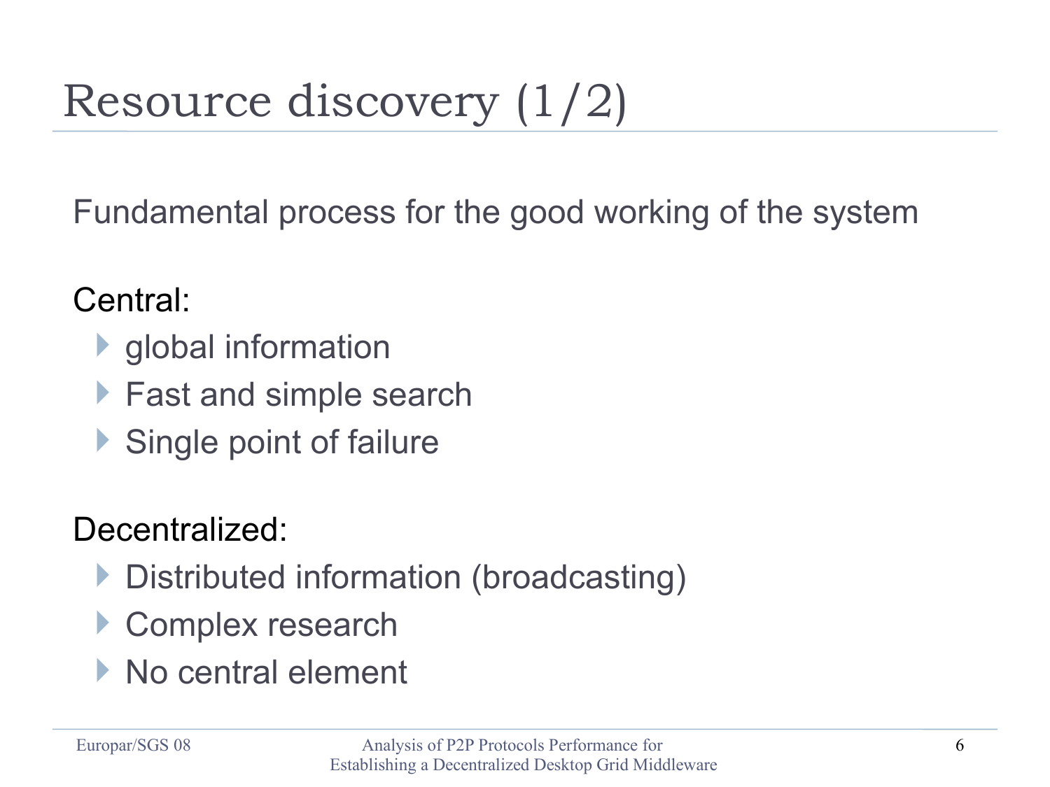# Resource discovery (1/2)

Fundamental process for the good working of the system

Central:

- global information
- Fast and simple search
- Single point of failure

Decentralized:

- Distributed information (broadcasting)
- Complex research
- No central element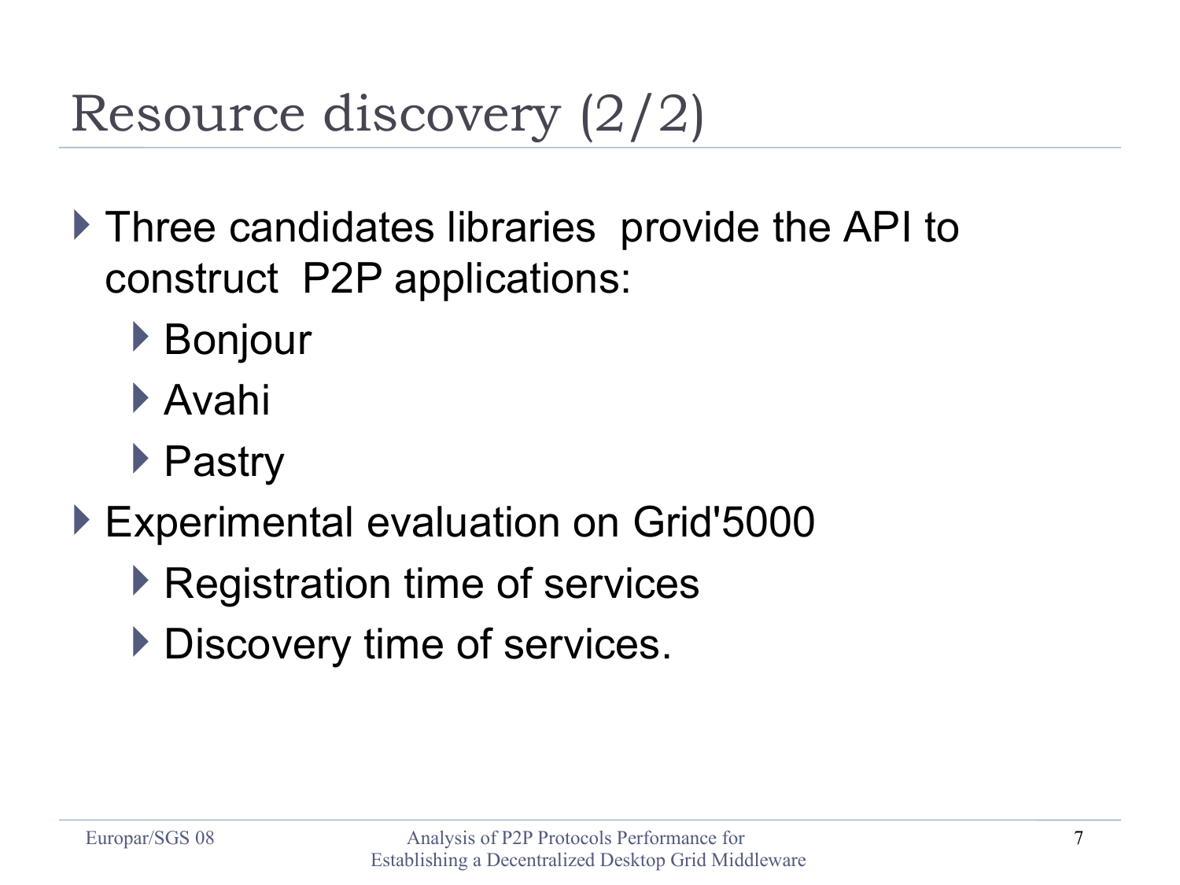# Resource discovery (2/2)

- Three candidates libraries provide the API to construct P2P applications:
  - Bonjour
  - Avahi
  - Pastry
- Experimental evaluation on Grid'5000
  - Registration time of services
  - Discovery time of services.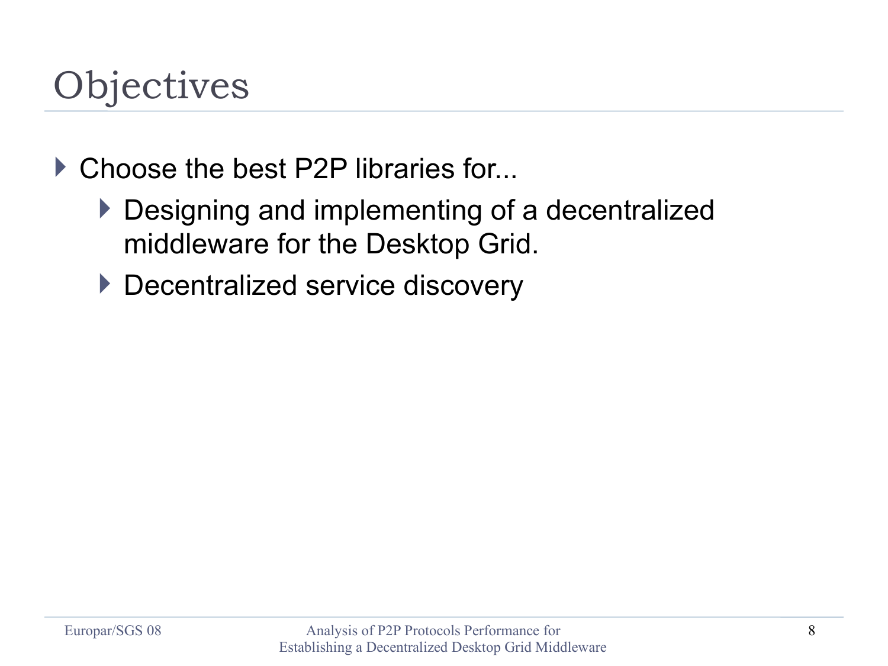# Objectives

- Choose the best P2P libraries for...
  - Designing and implementing of a decentralized middleware for the Desktop Grid.
  - Decentralized service discovery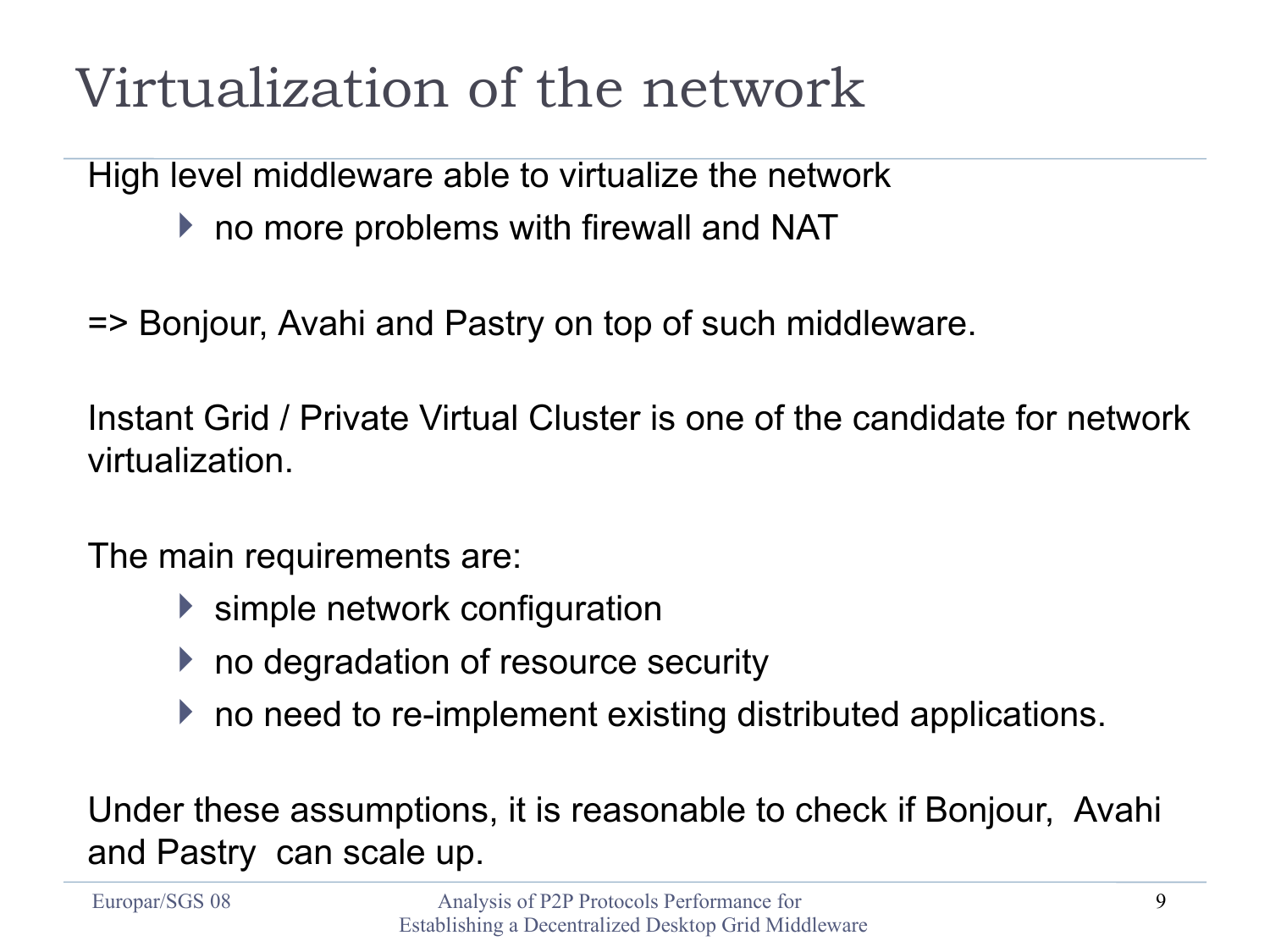# Virtualization of the network

High level middleware able to virtualize the network

- no more problems with firewall and NAT

=> Bonjour, Avahi and Pastry on top of such middleware.

Instant Grid / Private Virtual Cluster is one of the candidate for network virtualization.

The main requirements are:

- simple network configuration
- no degradation of resource security
- no need to re-implement existing distributed applications.

Under these assumptions, it is reasonable to check if Bonjour, Avahi and Pastry can scale up.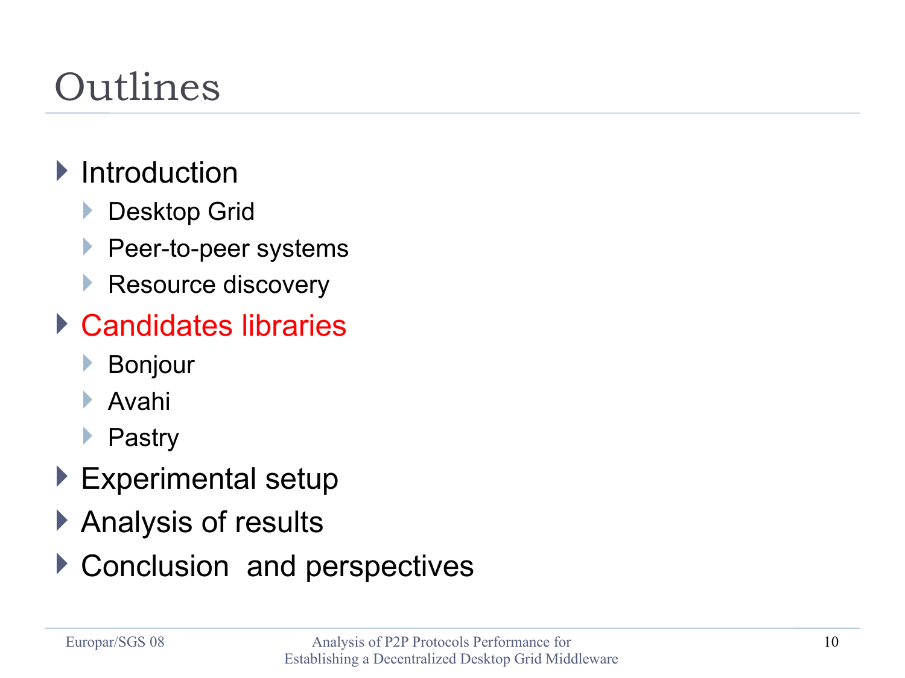# Outlines

- Introduction
  - Desktop Grid
  - Peer-to-peer systems
  - Resource discovery
- Candidates libraries
  - Bonjour
  - Avahi
  - Pastry
- Experimental setup
- Analysis of results
- Conclusion and perspectives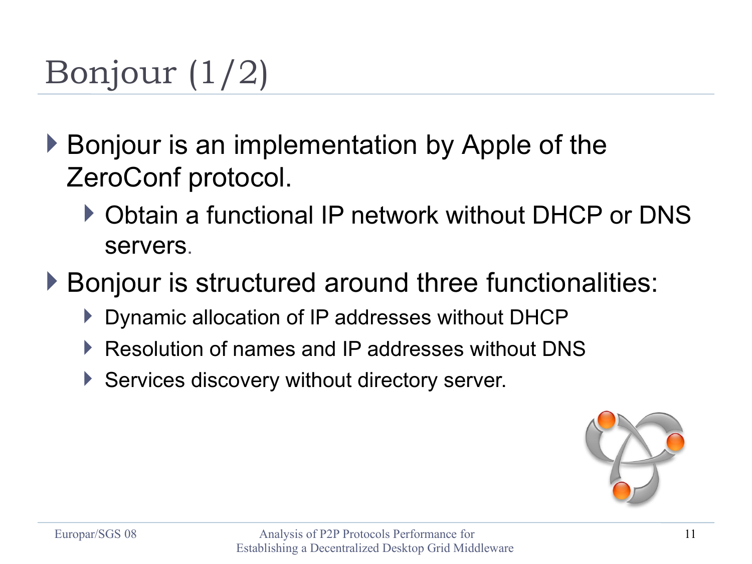# Bonjour (1/2)

- Bonjour is an implementation by Apple of the ZeroConf protocol.
  - Obtain a functional IP network without DHCP or DNS servers.
- Bonjour is structured around three functionalities:
  - Dynamic allocation of IP addresses without DHCP
  - Resolution of names and IP addresses without DNS
  - Services discovery without directory server.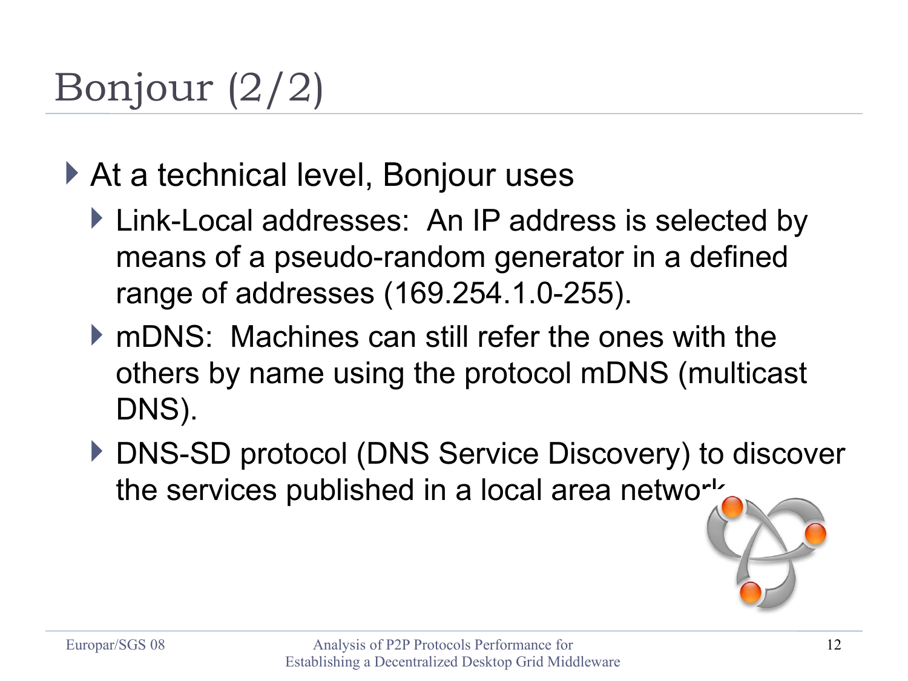# Bonjour (2/2)

- At a technical level, Bonjour uses
  - Link-Local addresses: An IP address is selected by means of a pseudo-random generator in a defined range of addresses (169.254.1.0-255).
  - mDNS: Machines can still refer the ones with the others by name using the protocol mDNS (multicast DNS).
  - DNS-SD protocol (DNS Service Discovery) to discover the services published in a local area network.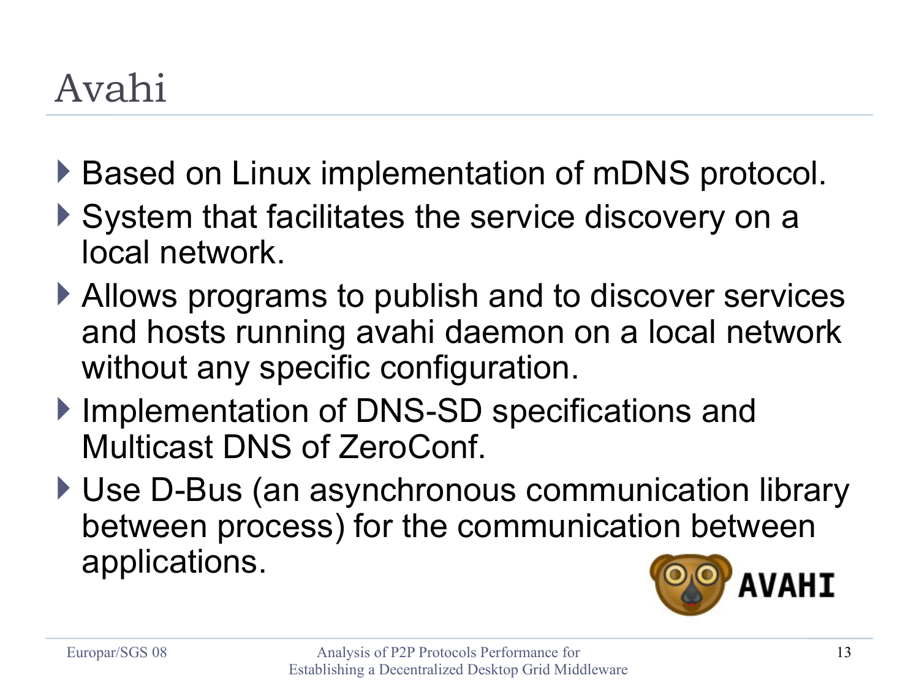# Avahi

- Based on Linux implementation of mDNS protocol.
- System that facilitates the service discovery on a local network.
- Allows programs to publish and to discover services and hosts running avahi daemon on a local network without any specific configuration.
- Implementation of DNS-SD specifications and Multicast DNS of ZeroConf.
- Use D-Bus (an asynchronous communication library between process) for the communication between applications.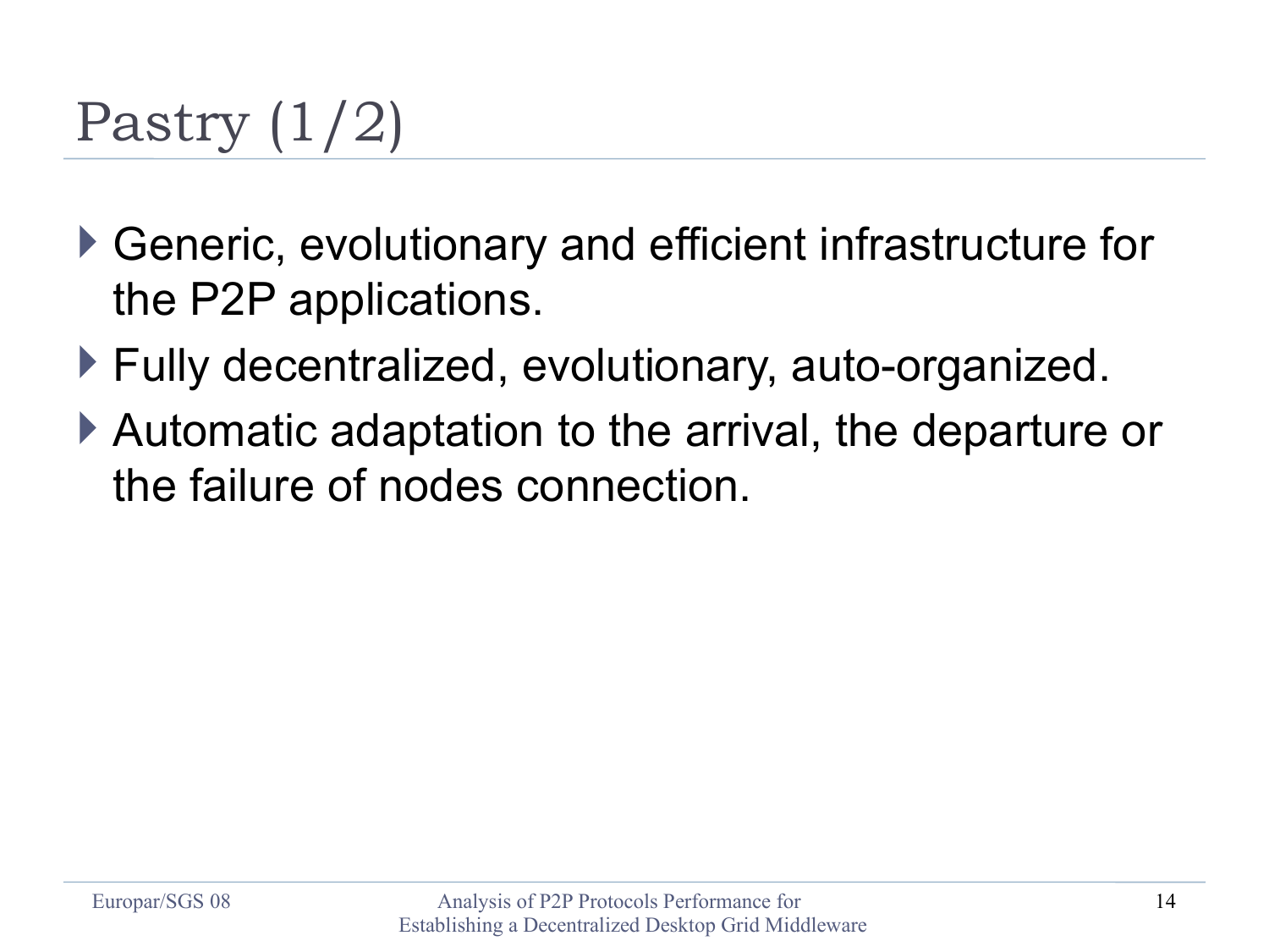# Pastry (1/2)

- Generic, evolutionary and efficient infrastructure for the P2P applications.
- Fully decentralized, evolutionary, auto-organized.
- Automatic adaptation to the arrival, the departure or the failure of nodes connection.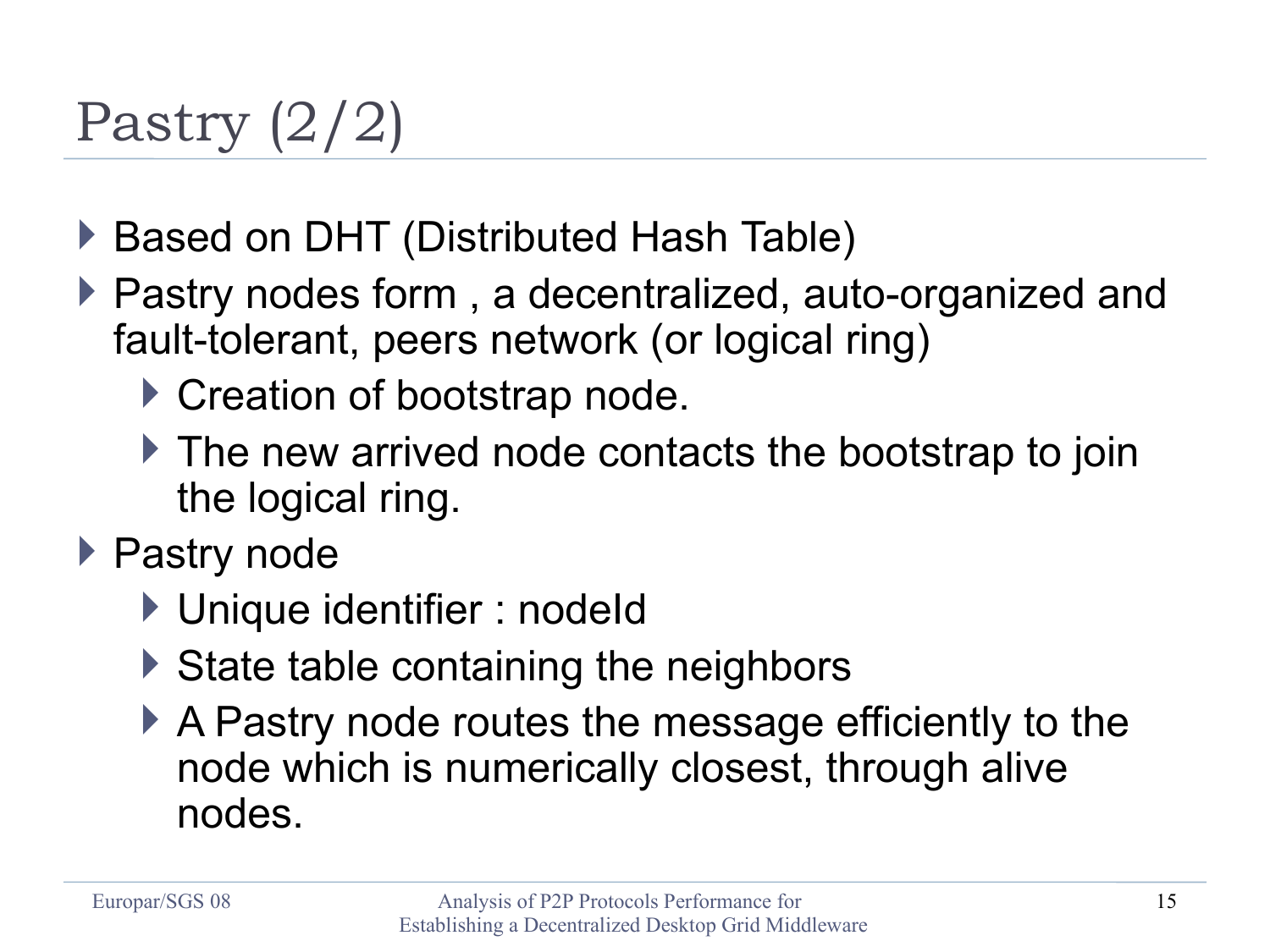# Pastry (2/2)

- Based on DHT (Distributed Hash Table)
- Pastry nodes form , a decentralized, auto-organized and fault-tolerant, peers network (or logical ring)
  - Creation of bootstrap node.
  - The new arrived node contacts the bootstrap to join the logical ring.
- Pastry node
  - Unique identifier : nodeId
  - State table containing the neighbors
  - A Pastry node routes the message efficiently to the node which is numerically closest, through alive nodes.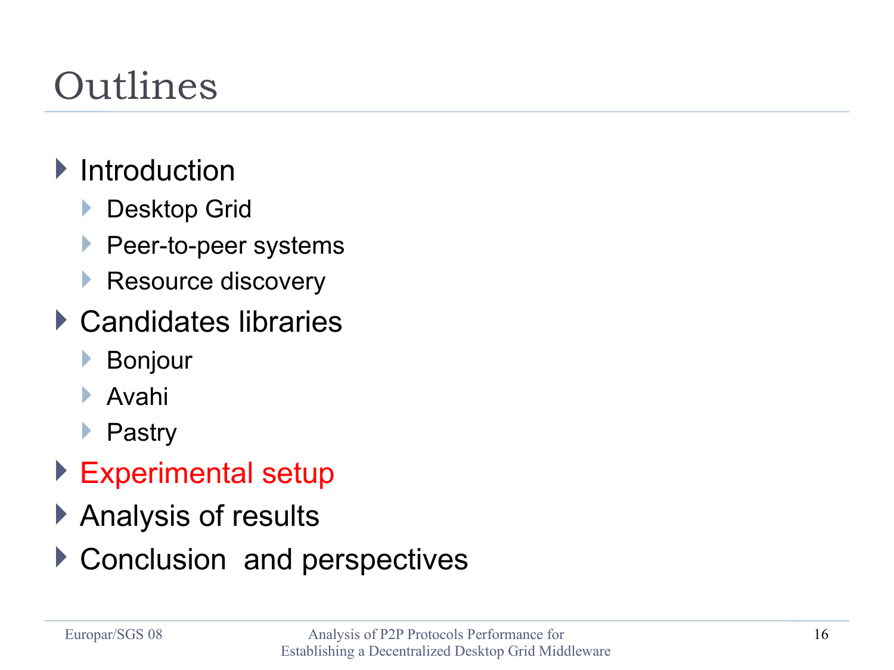# Outlines

- Introduction
  - Desktop Grid
  - Peer-to-peer systems
  - Resource discovery
- Candidates libraries
  - Bonjour
  - Avahi
  - Pastry
- Experimental setup
- Analysis of results
- Conclusion and perspectives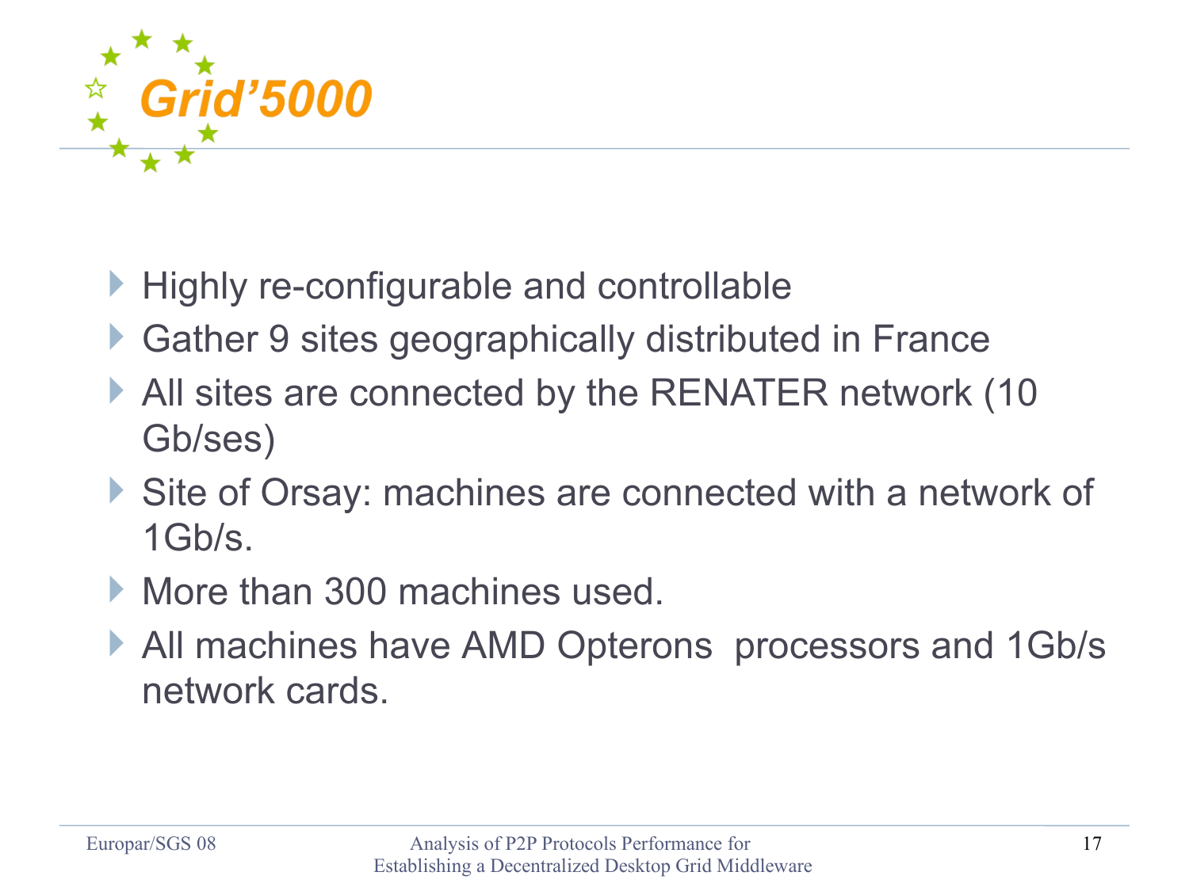# Grid'5000

- Highly re-configurable and controllable
- Gather 9 sites geographically distributed in France
- All sites are connected by the RENATER network (10 Gb/ses)
- Site of Orsay: machines are connected with a network of 1Gb/s.
- More than 300 machines used.
- All machines have AMD Opterons processors and 1Gb/s network cards.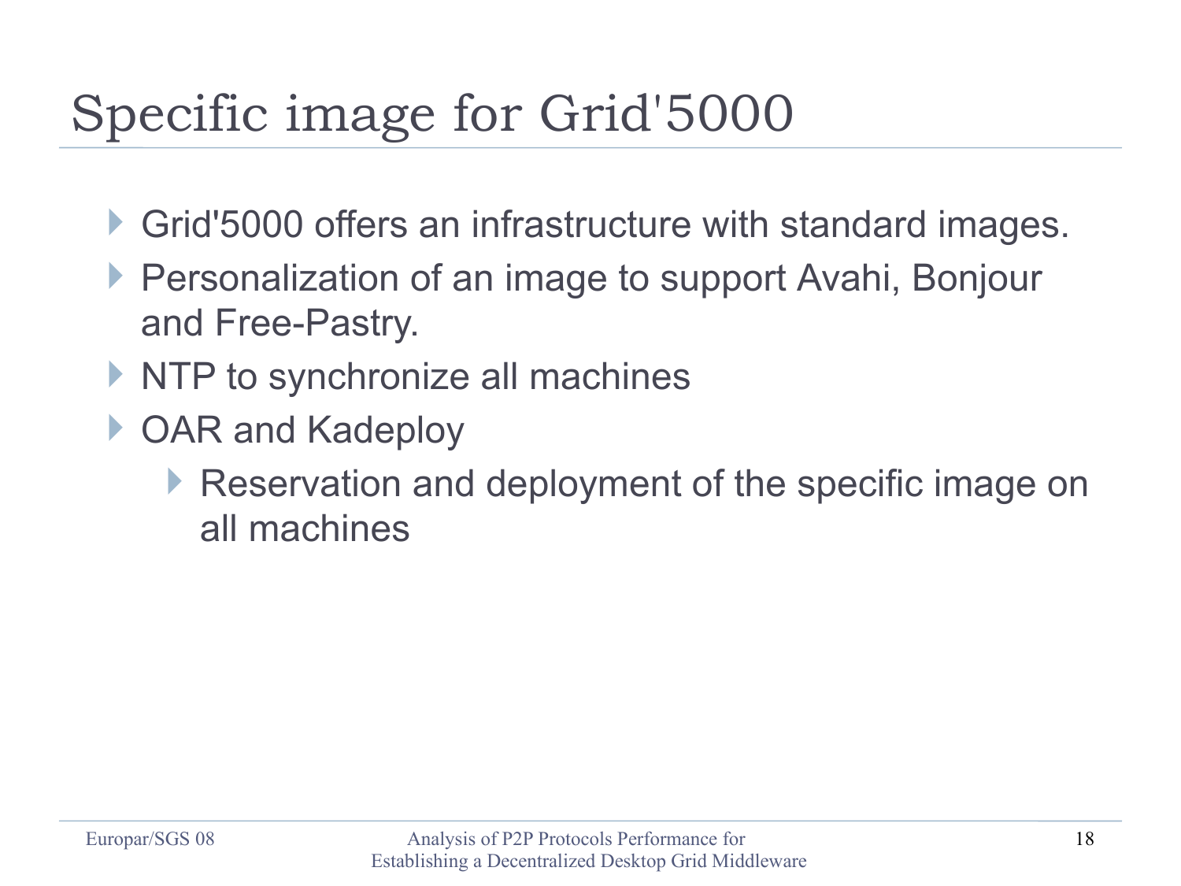# Specific image for Grid'5000

- Grid'5000 offers an infrastructure with standard images.
- Personalization of an image to support Avahi, Bonjour and Free-Pastry.
- NTP to synchronize all machines
- OAR and Kadeploy
  - Reservation and deployment of the specific image on all machines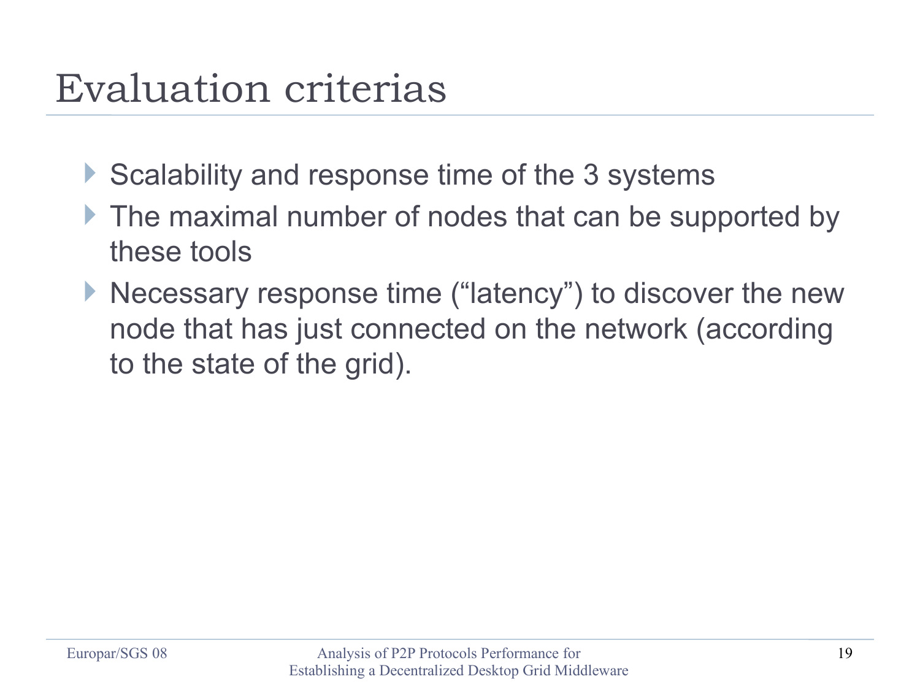# Evaluation criterias

- Scalability and response time of the 3 systems
- The maximal number of nodes that can be supported by these tools
- Necessary response time (“latency”) to discover the new node that has just connected on the network (according to the state of the grid).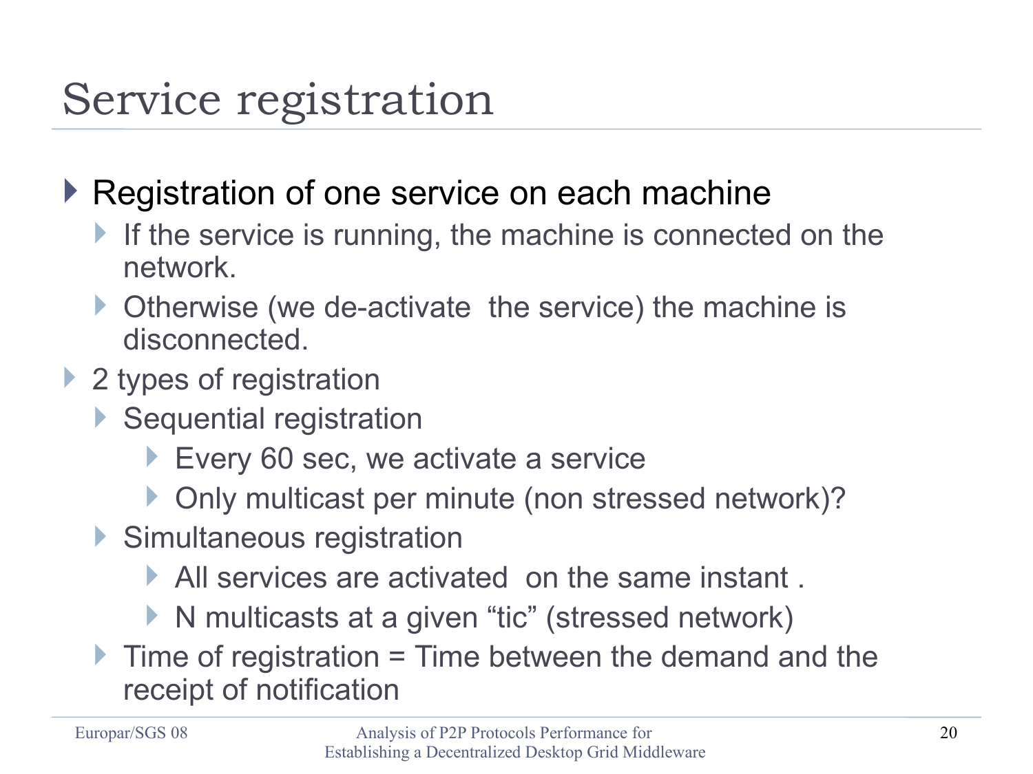# Service registration

- Registration of one service on each machine
  - If the service is running, the machine is connected on the network.
  - Otherwise (we de-activate  the service) the machine is disconnected.
- 2 types of registration
  - Sequential registration
    - Every 60 sec, we activate a service
    - Only multicast per minute (non stressed network)?
  - Simultaneous registration
    - All services are activated  on the same instant .
    - N multicasts at a given "tic" (stressed network)
  - Time of registration = Time between the demand and the receipt of notification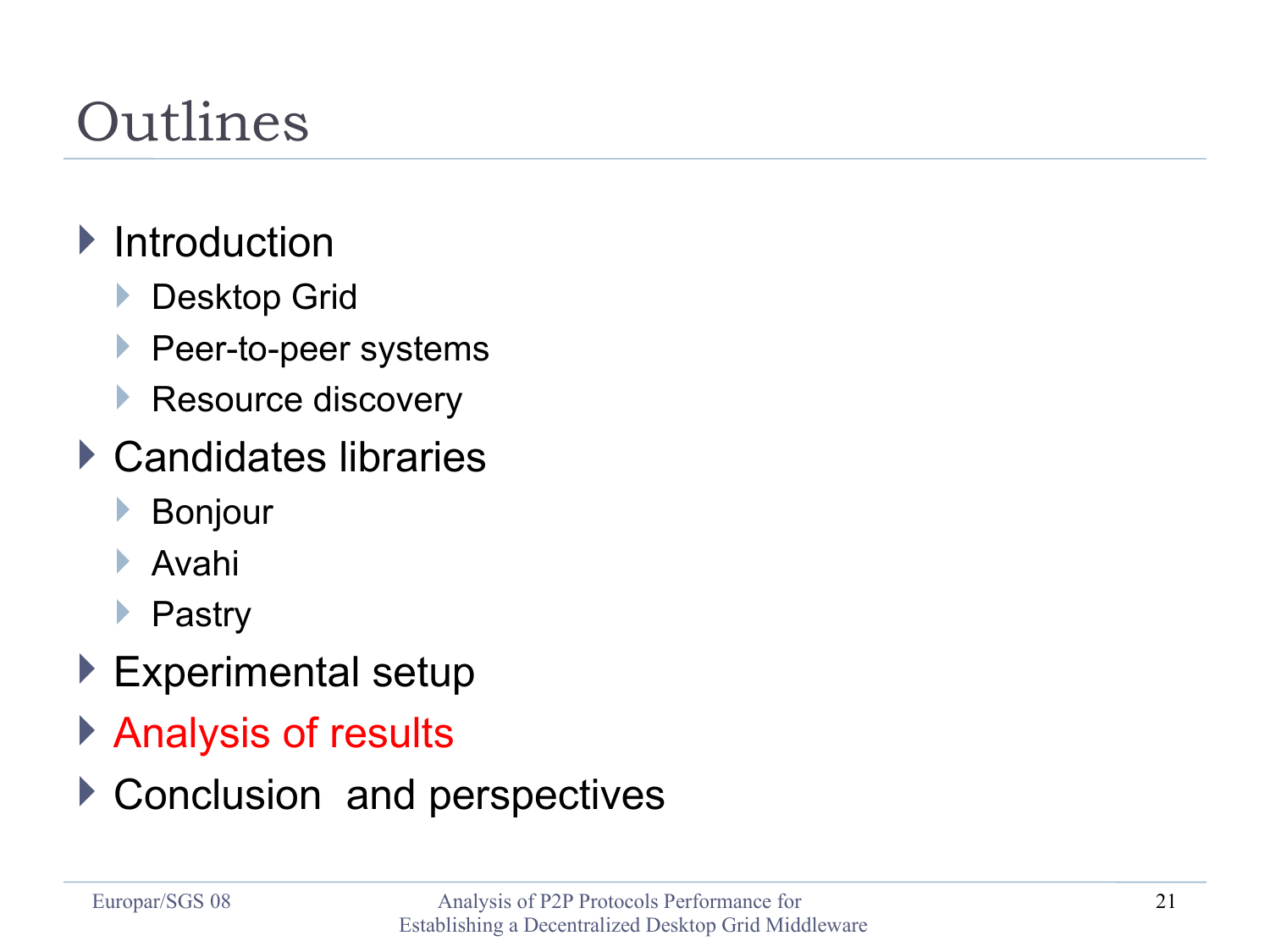# Outlines

- Introduction
  - Desktop Grid
  - Peer-to-peer systems
  - Resource discovery
- Candidates libraries
  - Bonjour
  - Avahi
  - Pastry
- Experimental setup
- Analysis of results
- Conclusion  and perspectives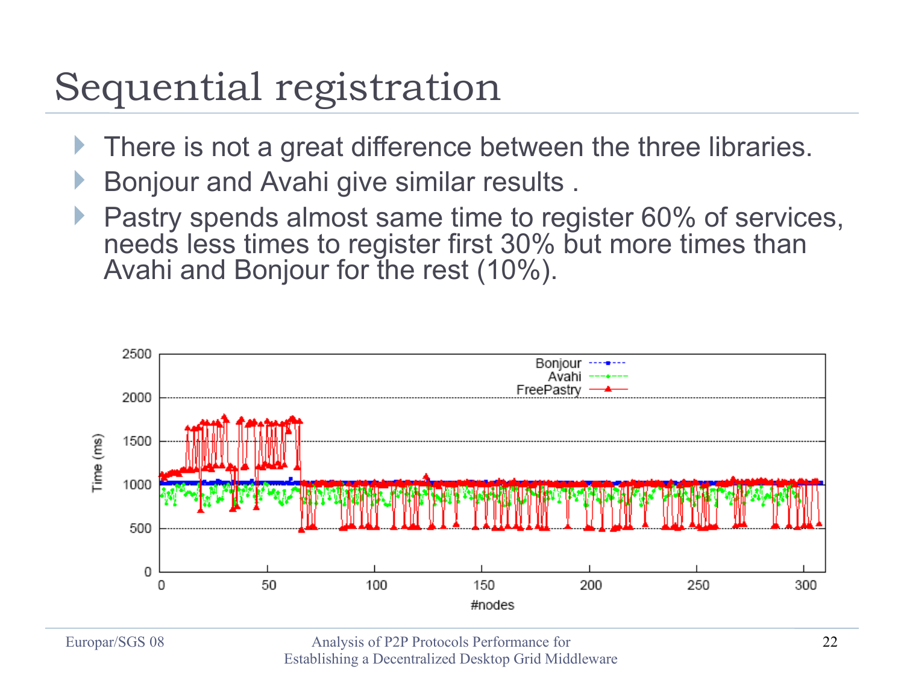# Sequential registration

- There is not a great difference between the three libraries.
- Bonjour and Avahi give similar results .
- Pastry spends almost same time to register 60% of services, needs less times to register first 30% but more times than Avahi and Bonjour for the rest (10%).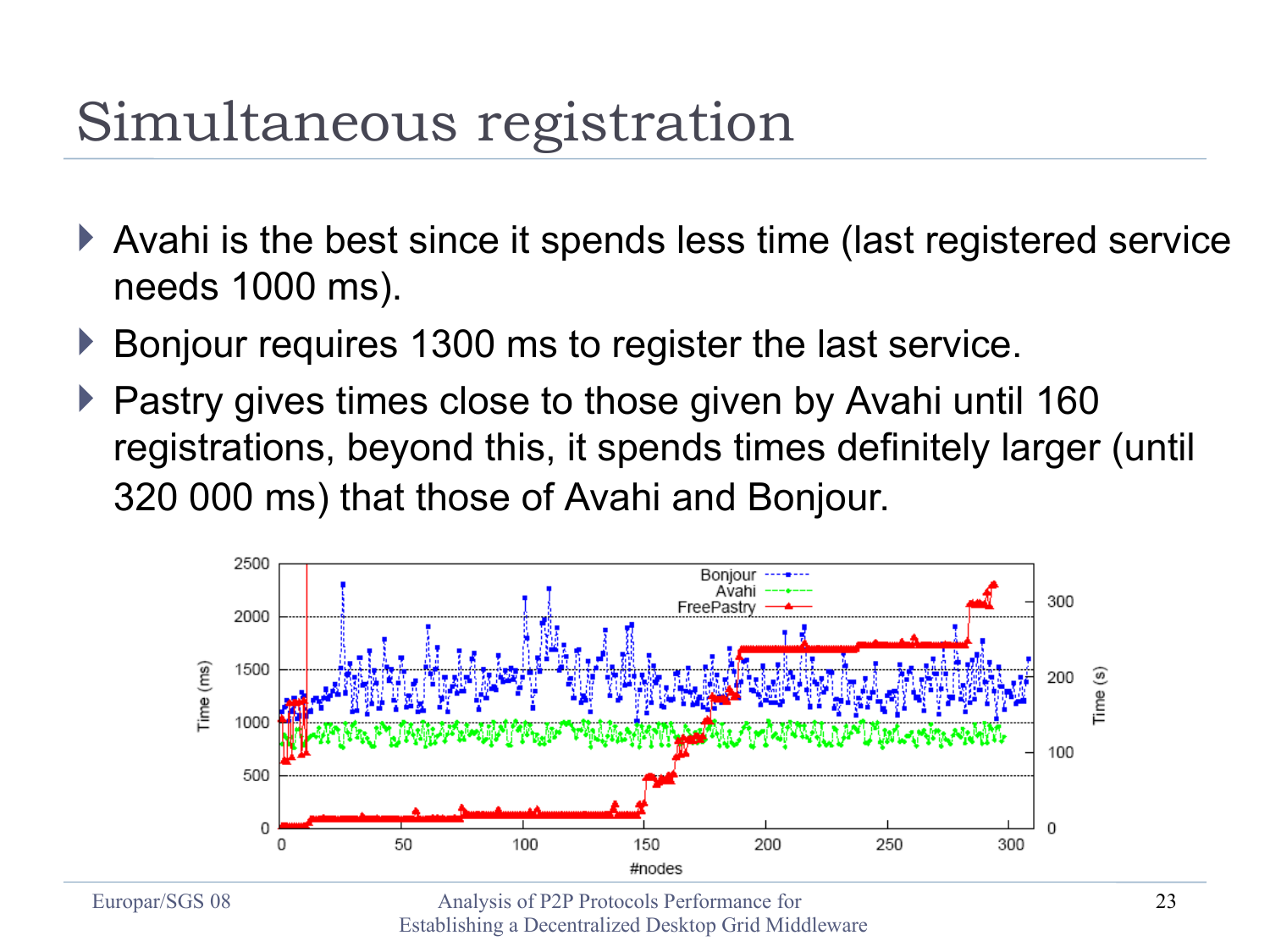# Simultaneous registration

- Avahi is the best since it spends less time (last registered service needs 1000 ms).
- Bonjour requires 1300 ms to register the last service.
- Pastry gives times close to those given by Avahi until 160 registrations, beyond this, it spends times definitely larger (until 320 000 ms) that those of Avahi and Bonjour.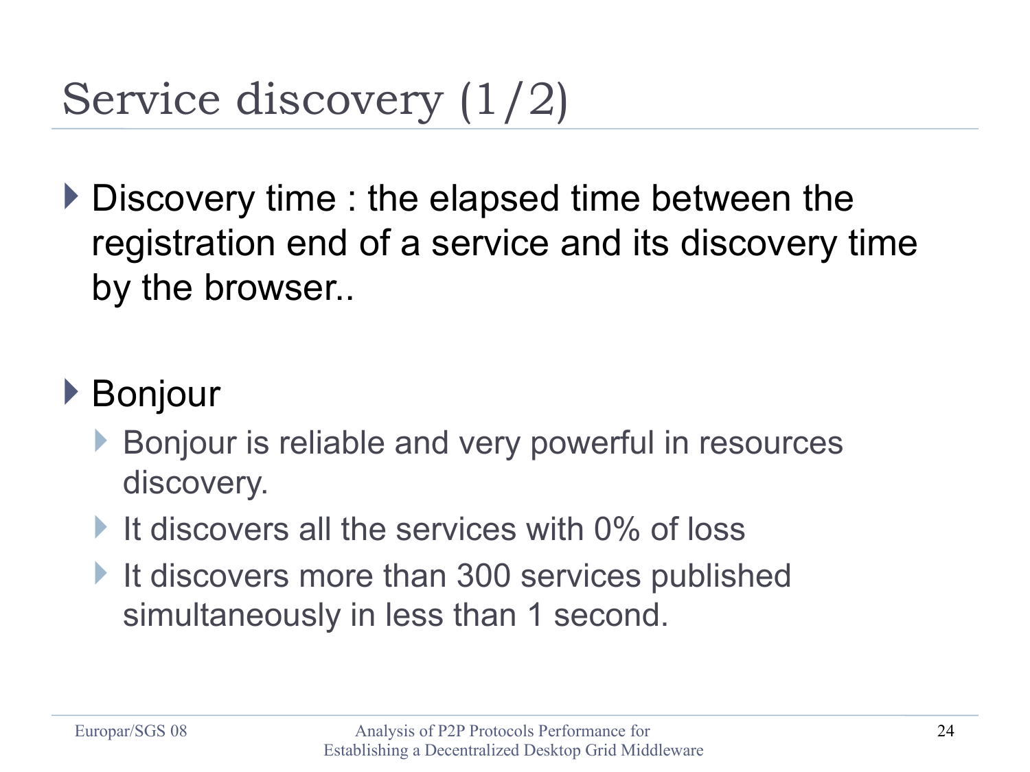# Service discovery (1/2)

- Discovery time : the elapsed time between the registration end of a service and its discovery time by the browser..

- Bonjour
  - Bonjour is reliable and very powerful in resources discovery.
  - It discovers all the services with 0% of loss
  - It discovers more than 300 services published simultaneously in less than 1 second.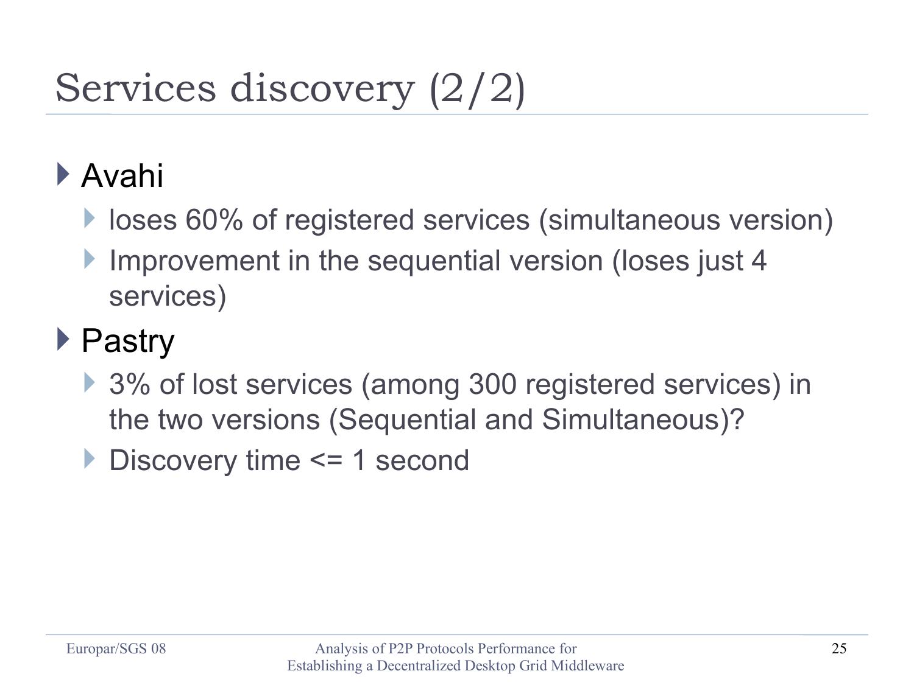# Services discovery (2/2)

- Avahi
  - loses 60% of registered services (simultaneous version)
  - Improvement in the sequential version (loses just 4 services)
- Pastry
  - 3% of lost services (among 300 registered services) in the two versions (Sequential and Simultaneous)?
  - Discovery time <= 1 second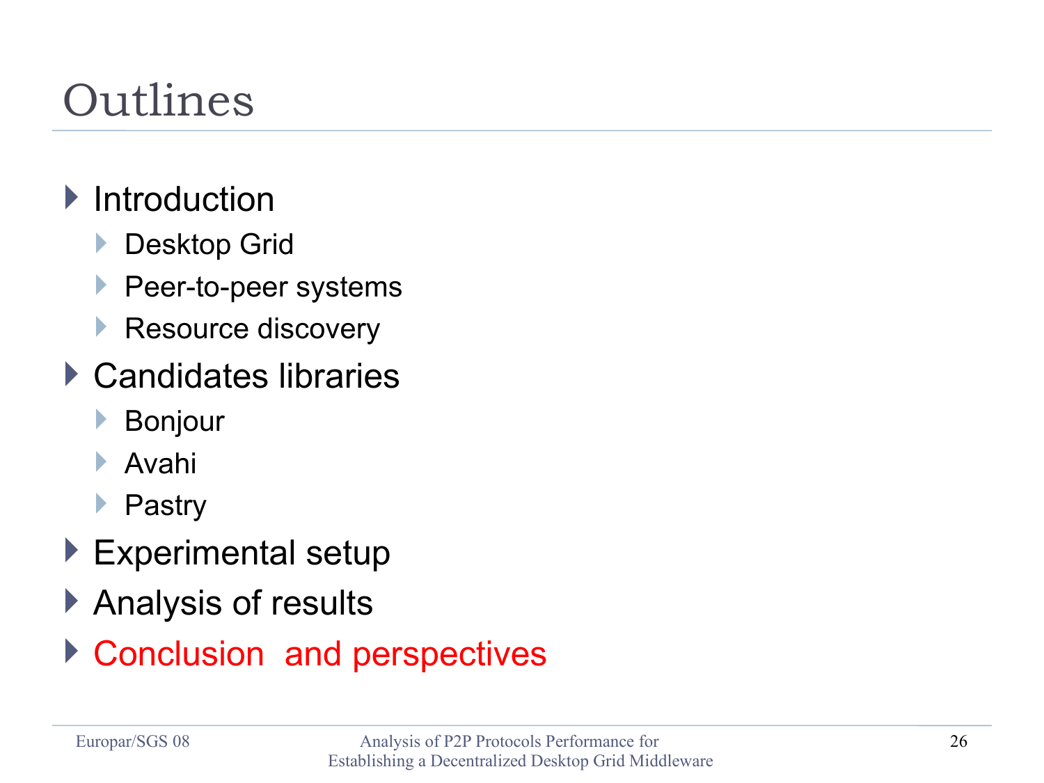# Outlines

- Introduction
  - Desktop Grid
  - Peer-to-peer systems
  - Resource discovery
- Candidates libraries
  - Bonjour
  - Avahi
  - Pastry
- Experimental setup
- Analysis of results
- Conclusion and perspectives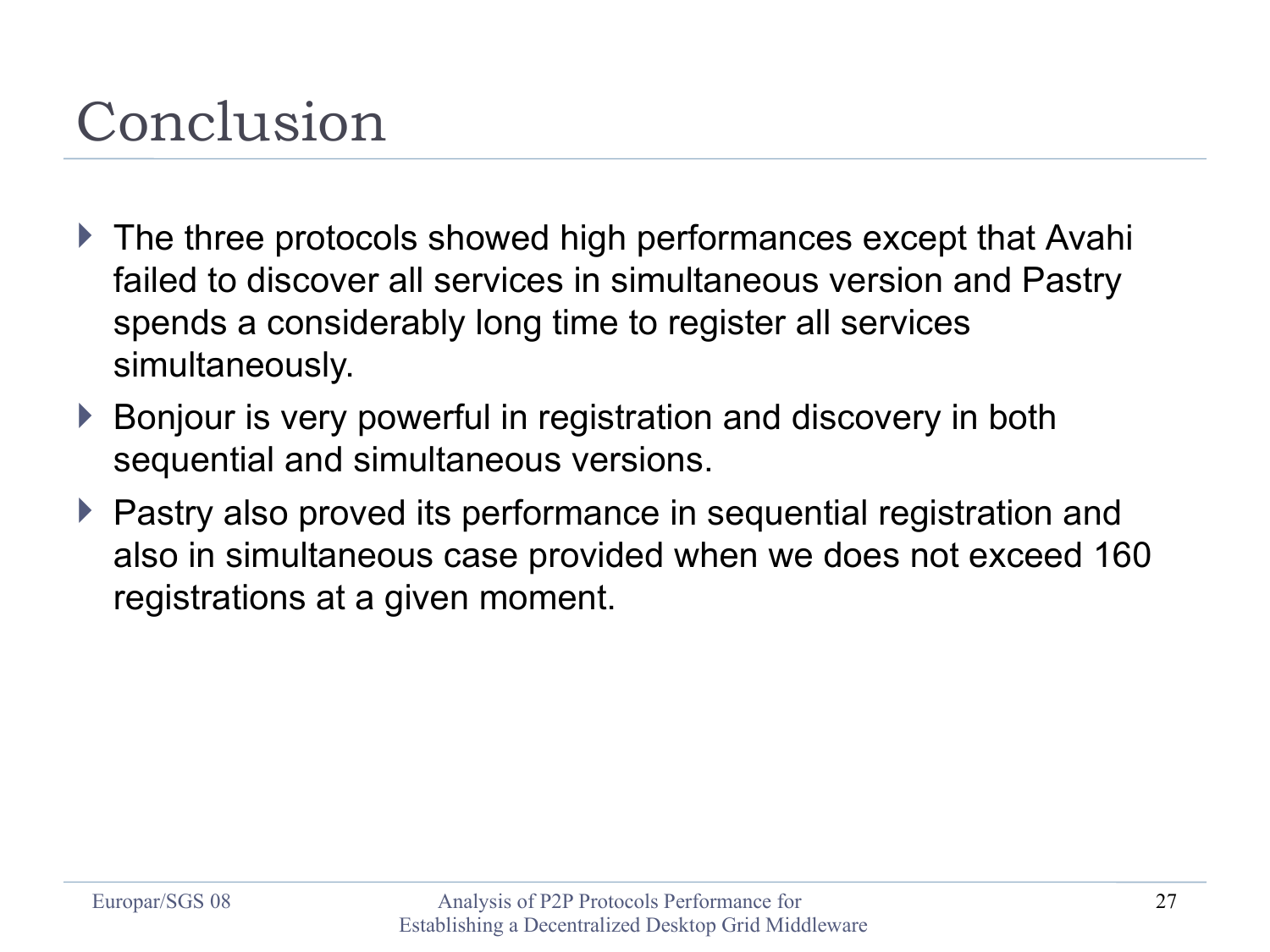# Conclusion

- The three protocols showed high performances except that Avahi failed to discover all services in simultaneous version and Pastry spends a considerably long time to register all services simultaneously.
- Bonjour is very powerful in registration and discovery in both sequential and simultaneous versions.
- Pastry also proved its performance in sequential registration and also in simultaneous case provided when we does not exceed 160 registrations at a given moment.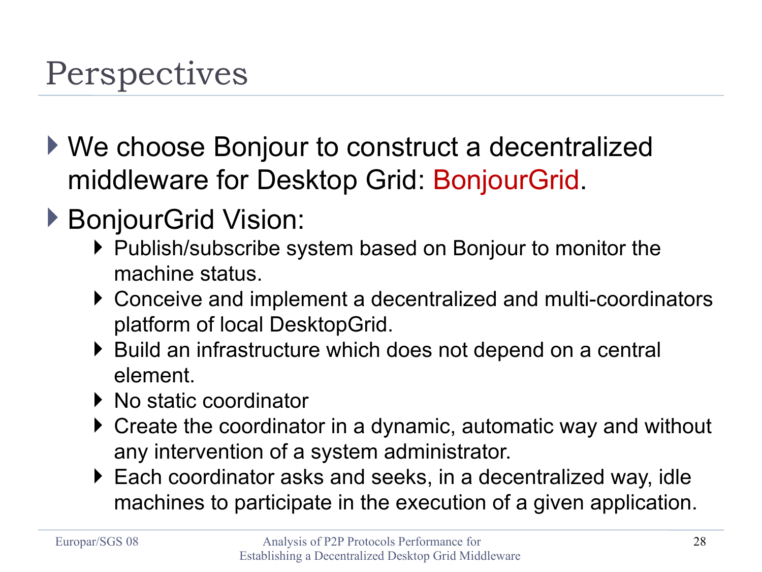# Perspectives

- We choose Bonjour to construct a decentralized middleware for Desktop Grid: BonjourGrid.
- BonjourGrid Vision:
  - Publish/subscribe system based on Bonjour to monitor the machine status.
  - Conceive and implement a decentralized and multi-coordinators platform of local DesktopGrid.
  - Build an infrastructure which does not depend on a central element.
  - No static coordinator
  - Create the coordinator in a dynamic, automatic way and without any intervention of a system administrator.
  - Each coordinator asks and seeks, in a decentralized way, idle machines to participate in the execution of a given application.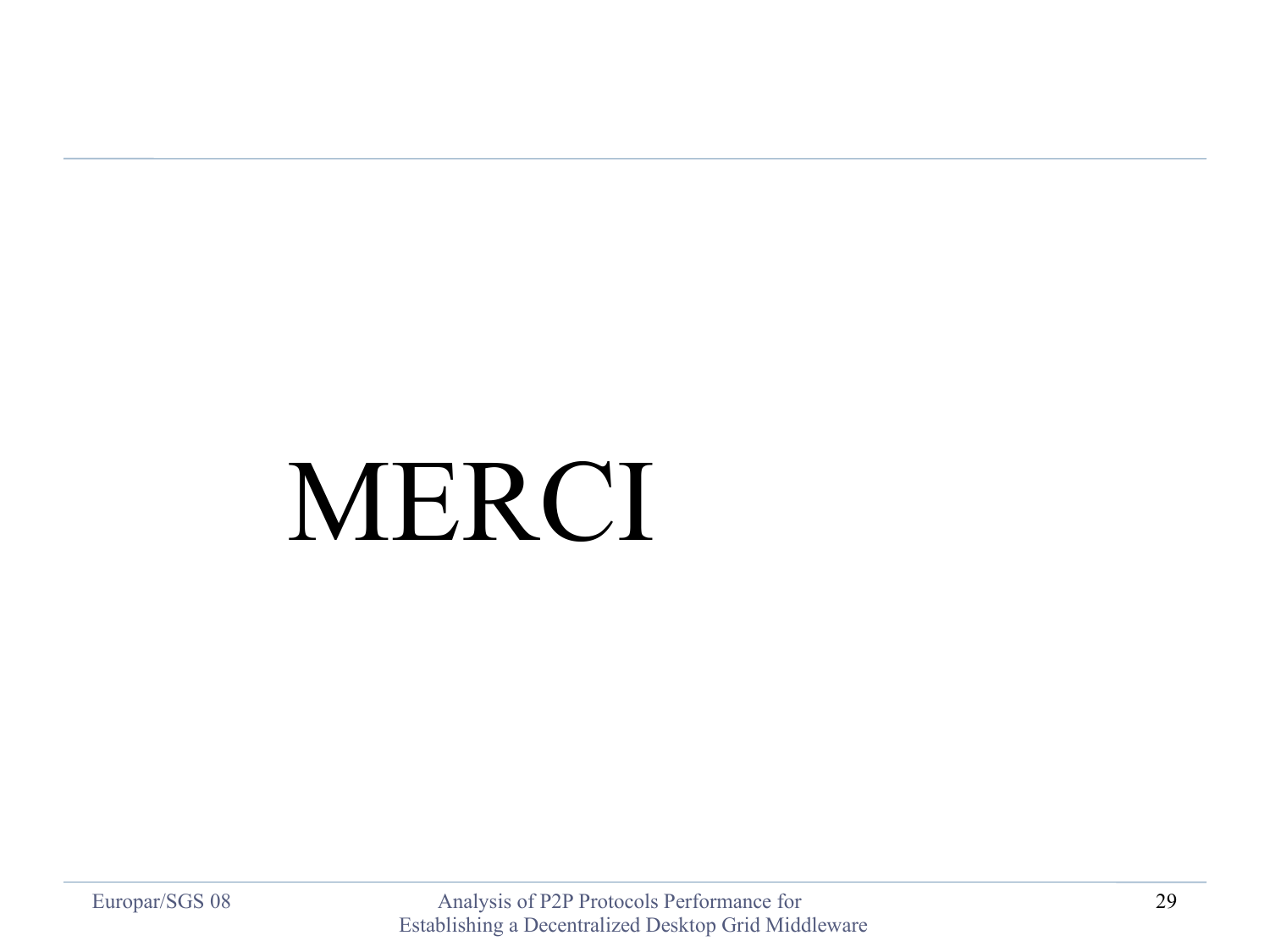# MERCI